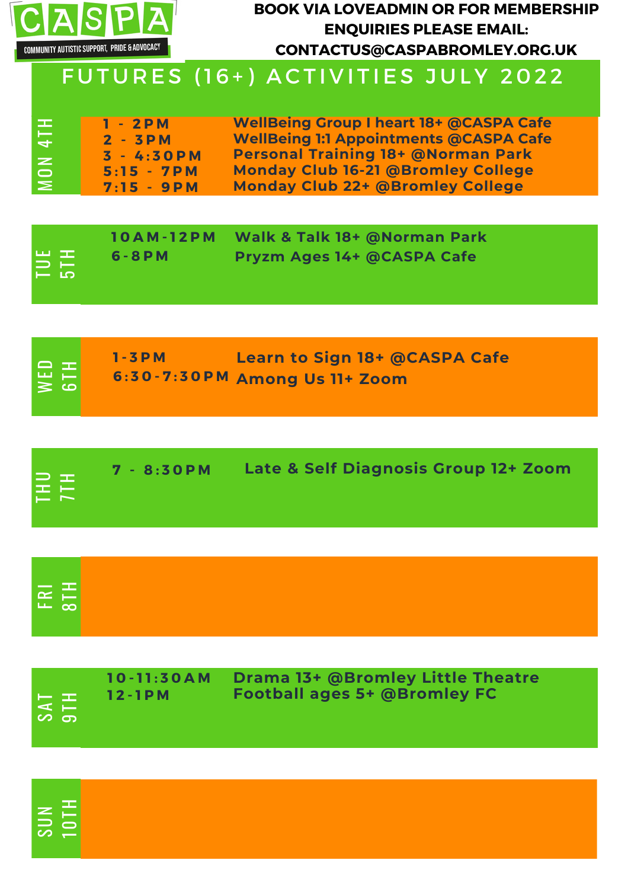CASPA

COMMUNITY AUTISTIC SUPPORT, PRIDE & ADVOCACY

**BOOK VIA LOVEADMIN OR FOR MEMBERSHIP ENQUIRIES PLEASE EMAIL: CONTACTUS@CASPABROMLEY.ORG.UK**

# FUTURES (16+) ACTIVITIES JULY 2022

## MON 4TH

| Time | Activity |
| --- | --- |
| 1 - 2PM | WellBeing Group I heart 18+ @CASPA Cafe |
| 2 - 3PM | WellBeing 1:1 Appointments @CASPA Cafe |
| 3 - 4:30PM | Personal Training 18+ @Norman Park |
| 5:15 - 7PM | Monday Club 16-21 @Bromley College |
| 7:15 - 9PM | Monday Club 22+ @Bromley College |

## TUE 5TH

| Time | Activity |
| --- | --- |
| 10AM-12PM | Walk & Talk 18+ @Norman Park |
| 6-8PM | Pryzm Ages 14+ @CASPA Cafe |

## WED 6TH

| Time | Activity |
| --- | --- |
| 1-3PM | Learn to Sign 18+ @CASPA Cafe |
| 6:30-7:30PM | Among Us 11+ Zoom |

## THU 7TH

| Time | Activity |
| --- | --- |
| 7 - 8:30PM | Late & Self Diagnosis Group 12+ Zoom |

## FRI 8TH

## SAT 9TH

| Time | Activity |
| --- | --- |
| 10-11:30AM | Drama 13+ @Bromley Little Theatre |
| 12-1PM | Football ages 5+ @Bromley FC |

## SUN 10TH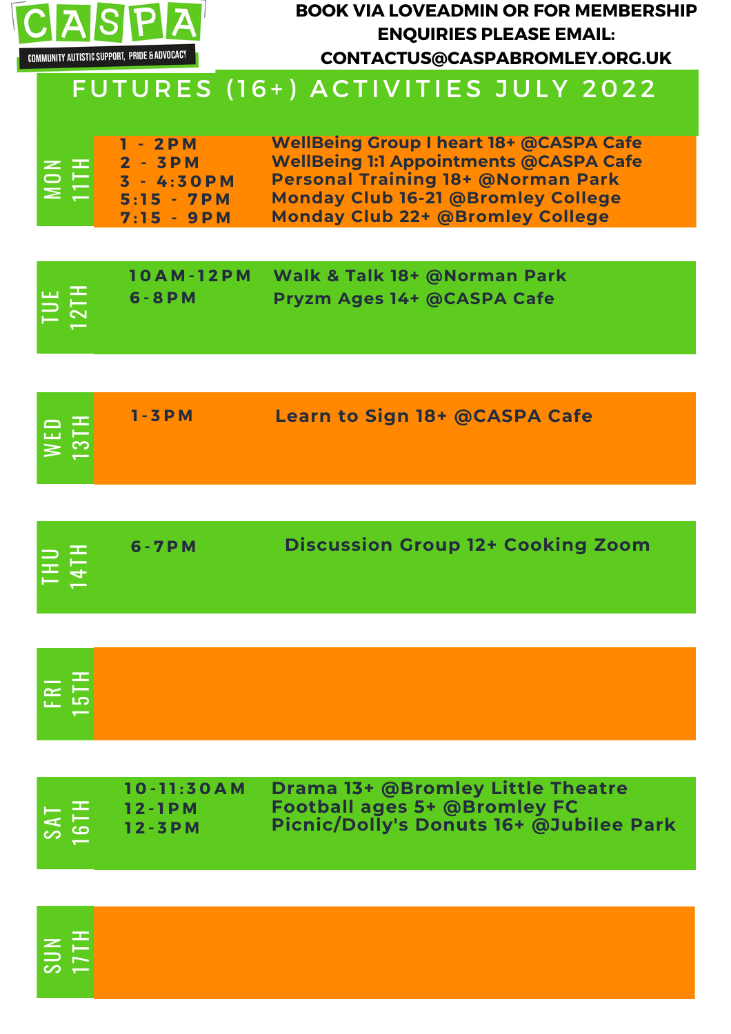CASPA
COMMUNITY AUTISTIC SUPPORT, PRIDE & ADVOCACY

**BOOK VIA LOVEADMIN OR FOR MEMBERSHIP ENQUIRIES PLEASE EMAIL: CONTACTUS@CASPABROMLEY.ORG.UK**

# FUTURES (16+) ACTIVITIES JULY 2022

| Day | Time | Activity |
| --- | --- | --- |
| MON 11TH | 1 - 2PM | WellBeing Group I heart 18+ @CASPA Cafe |
| | 2 - 3PM | WellBeing 1:1 Appointments @CASPA Cafe |
| | 3 - 4:30PM | Personal Training 18+ @Norman Park |
| | 5:15 - 7PM | Monday Club 16-21 @Bromley College |
| | 7:15 - 9PM | Monday Club 22+ @Bromley College |
| TUE 12TH | 10AM-12PM | Walk & Talk 18+ @Norman Park |
| | 6-8PM | Pryzm Ages 14+ @CASPA Cafe |
| WED 13TH | 1-3PM | Learn to Sign 18+ @CASPA Cafe |
| THU 14TH | 6-7PM | Discussion Group 12+ Cooking Zoom |
| FRI 15TH | | |
| SAT 16TH | 10-11:30AM | Drama 13+ @Bromley Little Theatre |
| | 12-1PM | Football ages 5+ @Bromley FC |
| | 12-3PM | Picnic/Dolly's Donuts 16+ @Jubilee Park |
| SUN 17TH | | |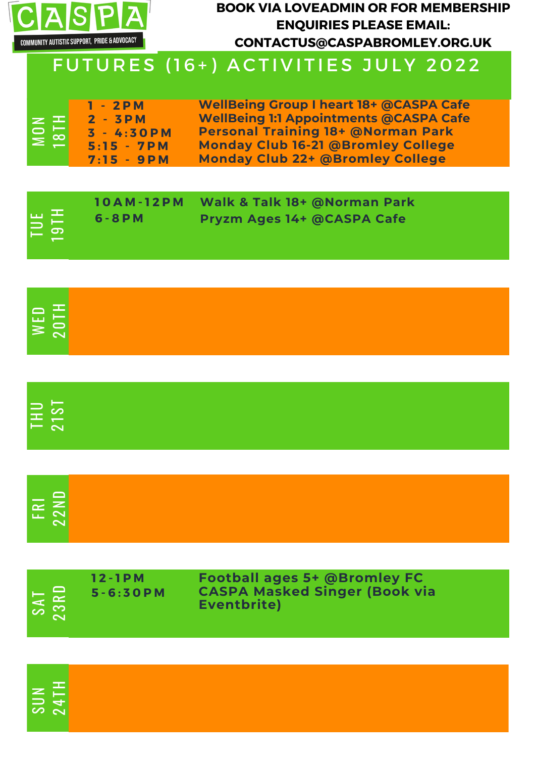CASPA

COMMUNITY AUTISTIC SUPPORT, PRIDE & ADVOCACY

**BOOK VIA LOVEADMIN OR FOR MEMBERSHIP ENQUIRIES PLEASE EMAIL: CONTACTUS@CASPABROMLEY.ORG.UK**

# FUTURES (16+) ACTIVITIES JULY 2022

## MON 18TH

| | |
|---|---|
| 1 - 2PM | WellBeing Group I heart 18+ @CASPA Cafe |
| 2 - 3PM | WellBeing 1:1 Appointments @CASPA Cafe |
| 3 - 4:30PM | Personal Training 18+ @Norman Park |
| 5:15 - 7PM | Monday Club 16-21 @Bromley College |
| 7:15 - 9PM | Monday Club 22+ @Bromley College |

## TUE 19TH

| | |
|---|---|
| 10AM-12PM | Walk & Talk 18+ @Norman Park |
| 6-8PM | Pryzm Ages 14+ @CASPA Cafe |

## WED 20TH

## THU 21ST

## FRI 22ND

## SAT 23RD

| | |
|---|---|
| 12-1PM | Football ages 5+ @Bromley FC |
| 5-6:30PM | CASPA Masked Singer (Book via Eventbrite) |

## SUN 24TH